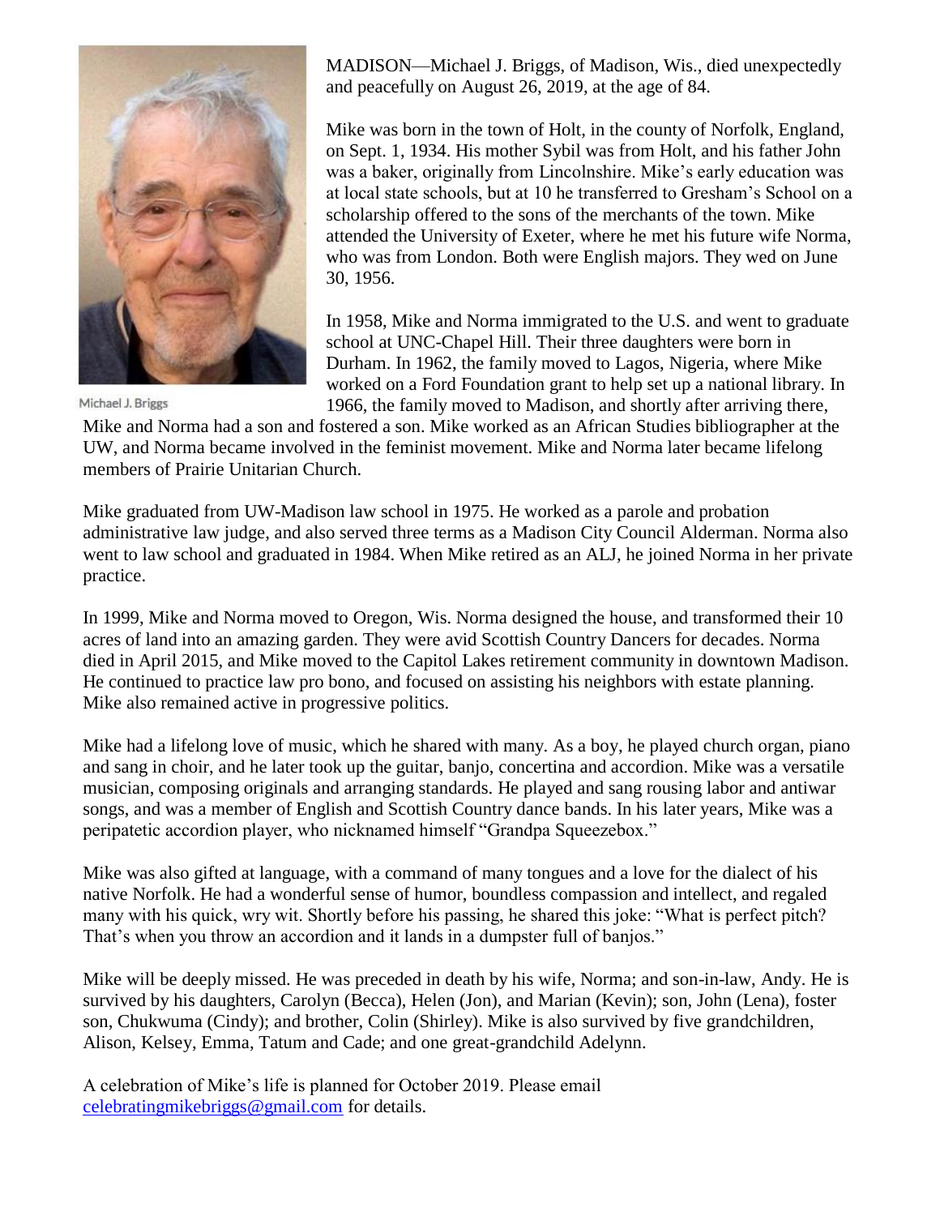Michael J. Briggs

MADISON—Michael J. Briggs, of Madison, Wis., died unexpectedly and peacefully on August 26, 2019, at the age of 84.

Mike was born in the town of Holt, in the county of Norfolk, England, on Sept. 1, 1934. His mother Sybil was from Holt, and his father John was a baker, originally from Lincolnshire. Mike's early education was at local state schools, but at 10 he transferred to Gresham's School on a scholarship offered to the sons of the merchants of the town. Mike attended the University of Exeter, where he met his future wife Norma, who was from London. Both were English majors. They wed on June 30, 1956.

In 1958, Mike and Norma immigrated to the U.S. and went to graduate school at UNC-Chapel Hill. Their three daughters were born in Durham. In 1962, the family moved to Lagos, Nigeria, where Mike worked on a Ford Foundation grant to help set up a national library. In 1966, the family moved to Madison, and shortly after arriving there, Mike and Norma had a son and fostered a son. Mike worked as an African Studies bibliographer at the UW, and Norma became involved in the feminist movement. Mike and Norma later became lifelong members of Prairie Unitarian Church.

Mike graduated from UW-Madison law school in 1975. He worked as a parole and probation administrative law judge, and also served three terms as a Madison City Council Alderman. Norma also went to law school and graduated in 1984. When Mike retired as an ALJ, he joined Norma in her private practice.

In 1999, Mike and Norma moved to Oregon, Wis. Norma designed the house, and transformed their 10 acres of land into an amazing garden. They were avid Scottish Country Dancers for decades. Norma died in April 2015, and Mike moved to the Capitol Lakes retirement community in downtown Madison. He continued to practice law pro bono, and focused on assisting his neighbors with estate planning. Mike also remained active in progressive politics.

Mike had a lifelong love of music, which he shared with many. As a boy, he played church organ, piano and sang in choir, and he later took up the guitar, banjo, concertina and accordion. Mike was a versatile musician, composing originals and arranging standards. He played and sang rousing labor and antiwar songs, and was a member of English and Scottish Country dance bands. In his later years, Mike was a peripatetic accordion player, who nicknamed himself "Grandpa Squeezebox."

Mike was also gifted at language, with a command of many tongues and a love for the dialect of his native Norfolk. He had a wonderful sense of humor, boundless compassion and intellect, and regaled many with his quick, wry wit. Shortly before his passing, he shared this joke: "What is perfect pitch? That's when you throw an accordion and it lands in a dumpster full of banjos."

Mike will be deeply missed. He was preceded in death by his wife, Norma; and son-in-law, Andy. He is survived by his daughters, Carolyn (Becca), Helen (Jon), and Marian (Kevin); son, John (Lena), foster son, Chukwuma (Cindy); and brother, Colin (Shirley). Mike is also survived by five grandchildren, Alison, Kelsey, Emma, Tatum and Cade; and one great-grandchild Adelynn.

A celebration of Mike's life is planned for October 2019. Please email celebratingmikebriggs@gmail.com for details.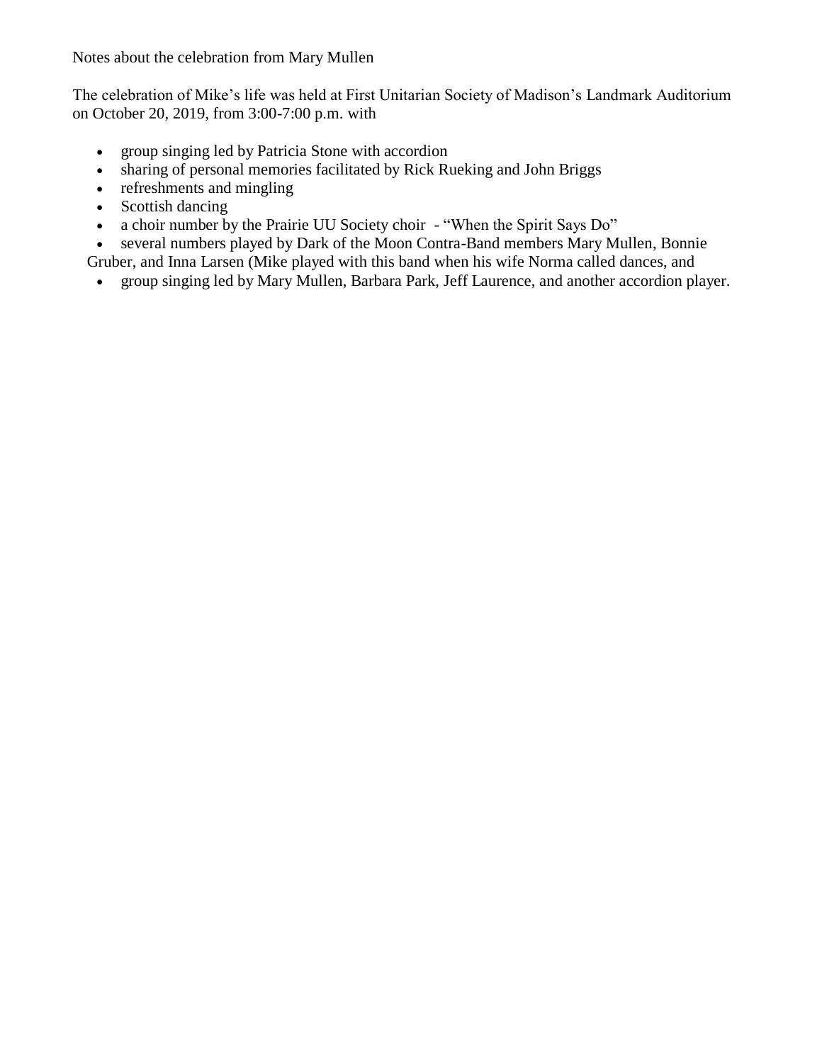Notes about the celebration from Mary Mullen

The celebration of Mike's life was held at First Unitarian Society of Madison's Landmark Auditorium on October 20, 2019, from 3:00-7:00 p.m. with

- group singing led by Patricia Stone with accordion
- sharing of personal memories facilitated by Rick Rueking and John Briggs
- refreshments and mingling
- Scottish dancing
- a choir number by the Prairie UU Society choir - "When the Spirit Says Do"
- several numbers played by Dark of the Moon Contra-Band members Mary Mullen, Bonnie Gruber, and Inna Larsen (Mike played with this band when his wife Norma called dances, and
- group singing led by Mary Mullen, Barbara Park, Jeff Laurence, and another accordion player.